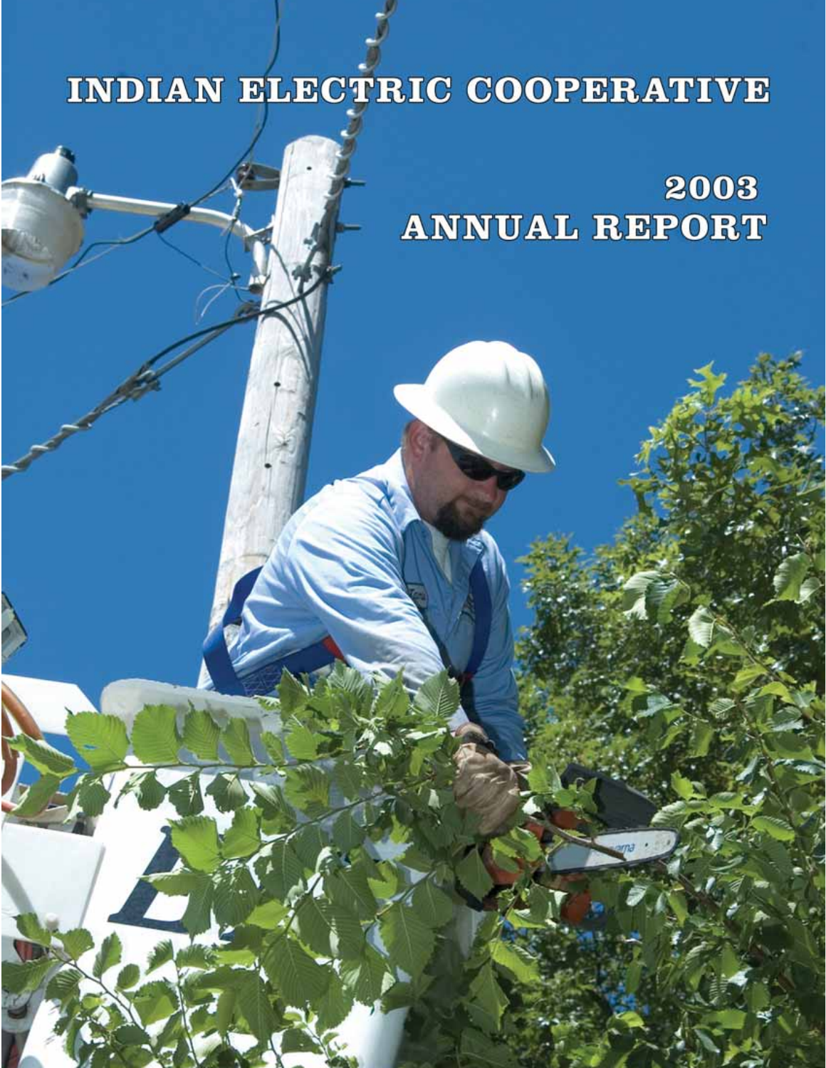# INDIAN ELECTRIC COOPERATIVE

## 2003 ANNUAL REPORT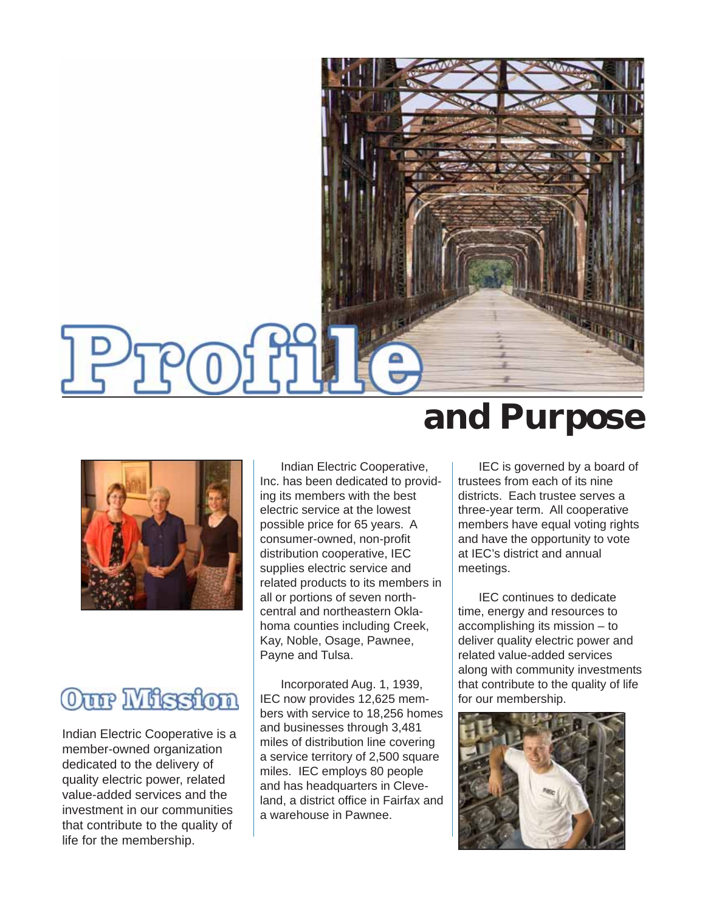# Profile and Purpose

## Our Mission

Indian Electric Cooperative is a member-owned organization dedicated to the delivery of quality electric power, related value-added services and the investment in our communities that contribute to the quality of life for the membership.

Indian Electric Cooperative, Inc. has been dedicated to providing its members with the best electric service at the lowest possible price for 65 years. A consumer-owned, non-profit distribution cooperative, IEC supplies electric service and related products to its members in all or portions of seven north-central and northeastern Oklahoma counties including Creek, Kay, Noble, Osage, Pawnee, Payne and Tulsa.

Incorporated Aug. 1, 1939, IEC now provides 12,625 members with service to 18,256 homes and businesses through 3,481 miles of distribution line covering a service territory of 2,500 square miles. IEC employs 80 people and has headquarters in Cleveland, a district office in Fairfax and a warehouse in Pawnee.

IEC is governed by a board of trustees from each of its nine districts. Each trustee serves a three-year term. All cooperative members have equal voting rights and have the opportunity to vote at IEC's district and annual meetings.

IEC continues to dedicate time, energy and resources to accomplishing its mission – to deliver quality electric power and related value-added services along with community investments that contribute to the quality of life for our membership.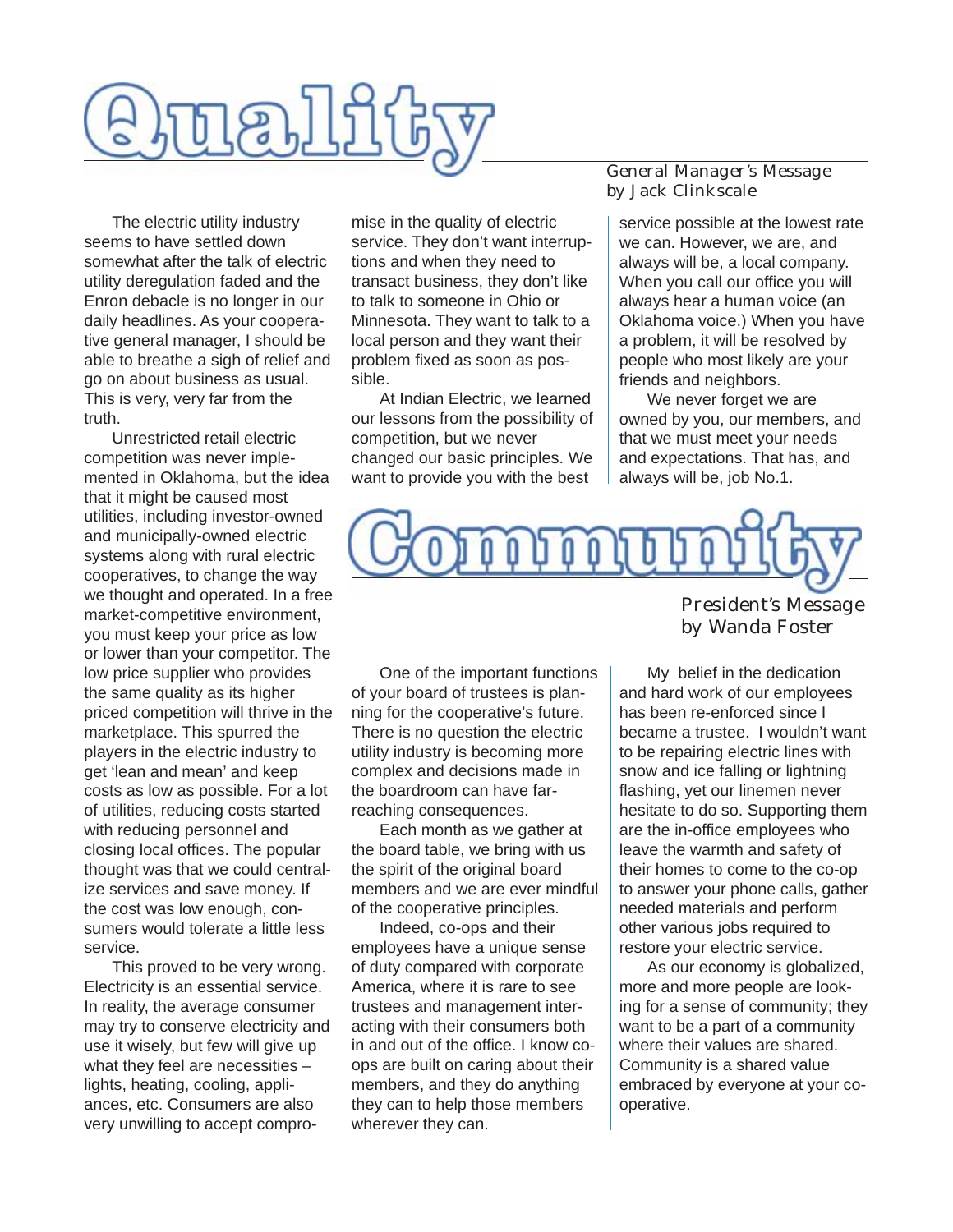# Quality

*General Manager's Message*
*by Jack Clinkscale*

The electric utility industry seems to have settled down somewhat after the talk of electric utility deregulation faded and the Enron debacle is no longer in our daily headlines. As your cooperative general manager, I should be able to breathe a sigh of relief and go on about business as usual. This is very, very far from the truth.

Unrestricted retail electric competition was never implemented in Oklahoma, but the idea that it might be caused most utilities, including investor-owned and municipally-owned electric systems along with rural electric cooperatives, to change the way we thought and operated. In a free market-competitive environment, you must keep your price as low or lower than your competitor. The low price supplier who provides the same quality as its higher priced competition will thrive in the marketplace. This spurred the players in the electric industry to get 'lean and mean' and keep costs as low as possible. For a lot of utilities, reducing costs started with reducing personnel and closing local offices. The popular thought was that we could centralize services and save money. If the cost was low enough, consumers would tolerate a little less service.

This proved to be very wrong. Electricity is an essential service. In reality, the average consumer may try to conserve electricity and use it wisely, but few will give up what they feel are necessities – lights, heating, cooling, appliances, etc. Consumers are also very unwilling to accept compromise in the quality of electric service. They don't want interruptions and when they need to transact business, they don't like to talk to someone in Ohio or Minnesota. They want to talk to a local person and they want their problem fixed as soon as possible.

At Indian Electric, we learned our lessons from the possibility of competition, but we never changed our basic principles. We want to provide you with the best service possible at the lowest rate we can. However, we are, and always will be, a local company. When you call our office you will always hear a human voice (an Oklahoma voice.) When you have a problem, it will be resolved by people who most likely are your friends and neighbors.

We never forget we are owned by you, our members, and that we must meet your needs and expectations. That has, and always will be, job No.1.

# Community

*President's Message*
*by Wanda Foster*

One of the important functions of your board of trustees is planning for the cooperative's future. There is no question the electric utility industry is becoming more complex and decisions made in the boardroom can have far-reaching consequences.

Each month as we gather at the board table, we bring with us the spirit of the original board members and we are ever mindful of the cooperative principles.

Indeed, co-ops and their employees have a unique sense of duty compared with corporate America, where it is rare to see trustees and management interacting with their consumers both in and out of the office. I know co-ops are built on caring about their members, and they do anything they can to help those members wherever they can.

My belief in the dedication and hard work of our employees has been re-enforced since I became a trustee. I wouldn't want to be repairing electric lines with snow and ice falling or lightning flashing, yet our linemen never hesitate to do so. Supporting them are the in-office employees who leave the warmth and safety of their homes to come to the co-op to answer your phone calls, gather needed materials and perform other various jobs required to restore your electric service.

As our economy is globalized, more and more people are looking for a sense of community; they want to be a part of a community where their values are shared. Community is a shared value embraced by everyone at your cooperative.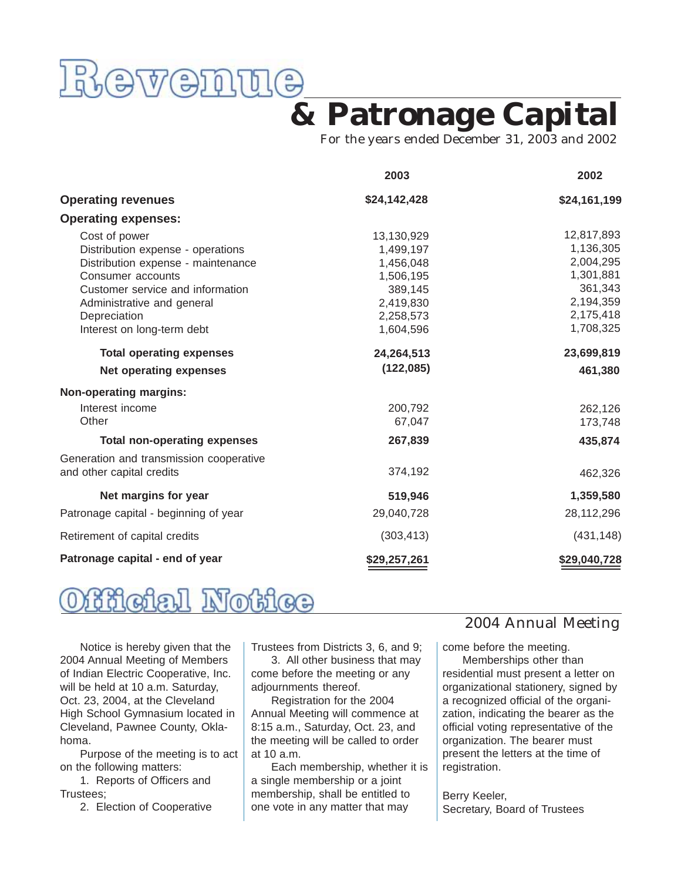# Revenue & Patronage Capital

For the years ended December 31, 2003 and 2002

| | 2003 | 2002 |
|---|---|---|
| **Operating revenues** | **$24,142,428** | **$24,161,199** |
| **Operating expenses:** | | |
| Cost of power | 13,130,929 | 12,817,893 |
| Distribution expense - operations | 1,499,197 | 1,136,305 |
| Distribution expense - maintenance | 1,456,048 | 2,004,295 |
| Consumer accounts | 1,506,195 | 1,301,881 |
| Customer service and information | 389,145 | 361,343 |
| Administrative and general | 2,419,830 | 2,194,359 |
| Depreciation | 2,258,573 | 2,175,418 |
| Interest on long-term debt | 1,604,596 | 1,708,325 |
| **Total operating expenses** | **24,264,513** | **23,699,819** |
| **Net operating expenses** | **(122,085)** | **461,380** |
| **Non-operating margins:** | | |
| Interest income | 200,792 | 262,126 |
| Other | 67,047 | 173,748 |
| **Total non-operating expenses** | **267,839** | **435,874** |
| Generation and transmission cooperative and other capital credits | 374,192 | 462,326 |
| **Net margins for year** | **519,946** | **1,359,580** |
| Patronage capital - beginning of year | 29,040,728 | 28,112,296 |
| Retirement of capital credits | (303,413) | (431,148) |
| **Patronage capital - end of year** | **$29,257,261** | **$29,040,728** |

# Official Notice

## 2004 Annual Meeting

Notice is hereby given that the 2004 Annual Meeting of Members of Indian Electric Cooperative, Inc. will be held at 10 a.m. Saturday, Oct. 23, 2004, at the Cleveland High School Gymnasium located in Cleveland, Pawnee County, Oklahoma.

Purpose of the meeting is to act on the following matters:

1. Reports of Officers and Trustees;
2. Election of Cooperative Trustees from Districts 3, 6, and 9;
3. All other business that may come before the meeting or any adjournments thereof.

Registration for the 2004 Annual Meeting will commence at 8:15 a.m., Saturday, Oct. 23, and the meeting will be called to order at 10 a.m.

Each membership, whether it is a single membership or a joint membership, shall be entitled to one vote in any matter that may come before the meeting.

Memberships other than residential must present a letter on organizational stationery, signed by a recognized official of the organization, indicating the bearer as the official voting representative of the organization. The bearer must present the letters at the time of registration.

Berry Keeler,
Secretary, Board of Trustees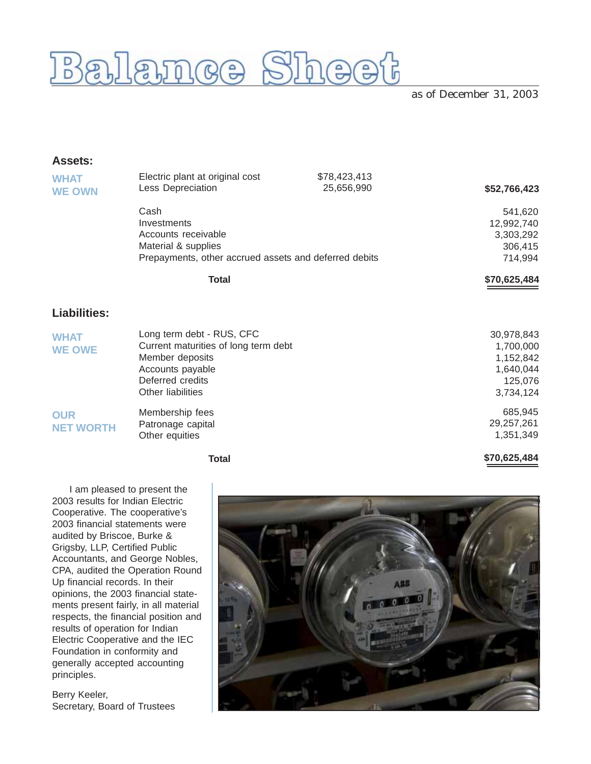# Balance Sheet

as of December 31, 2003

## Assets:

| | | | |
|---|---|---|---|
| WHAT WE OWN | Electric plant at original cost | $78,423,413 | |
| | Less Depreciation | 25,656,990 | **$52,766,423** |
| | Cash | | 541,620 |
| | Investments | | 12,992,740 |
| | Accounts receivable | | 3,303,292 |
| | Material & supplies | | 306,415 |
| | Prepayments, other accrued assets and deferred debits | | 714,994 |
| | **Total** | | **$70,625,484** |

## Liabilities:

| | | |
|---|---|---|
| WHAT WE OWE | Long term debt - RUS, CFC | 30,978,843 |
| | Current maturities of long term debt | 1,700,000 |
| | Member deposits | 1,152,842 |
| | Accounts payable | 1,640,044 |
| | Deferred credits | 125,076 |
| | Other liabilities | 3,734,124 |
| OUR NET WORTH | Membership fees | 685,945 |
| | Patronage capital | 29,257,261 |
| | Other equities | 1,351,349 |
| | **Total** | **$70,625,484** |

I am pleased to present the 2003 results for Indian Electric Cooperative. The cooperative's 2003 financial statements were audited by Briscoe, Burke & Grigsby, LLP, Certified Public Accountants, and George Nobles, CPA, audited the Operation Round Up financial records. In their opinions, the 2003 financial statements present fairly, in all material respects, the financial position and results of operation for Indian Electric Cooperative and the IEC Foundation in conformity and generally accepted accounting principles.

Berry Keeler,
Secretary, Board of Trustees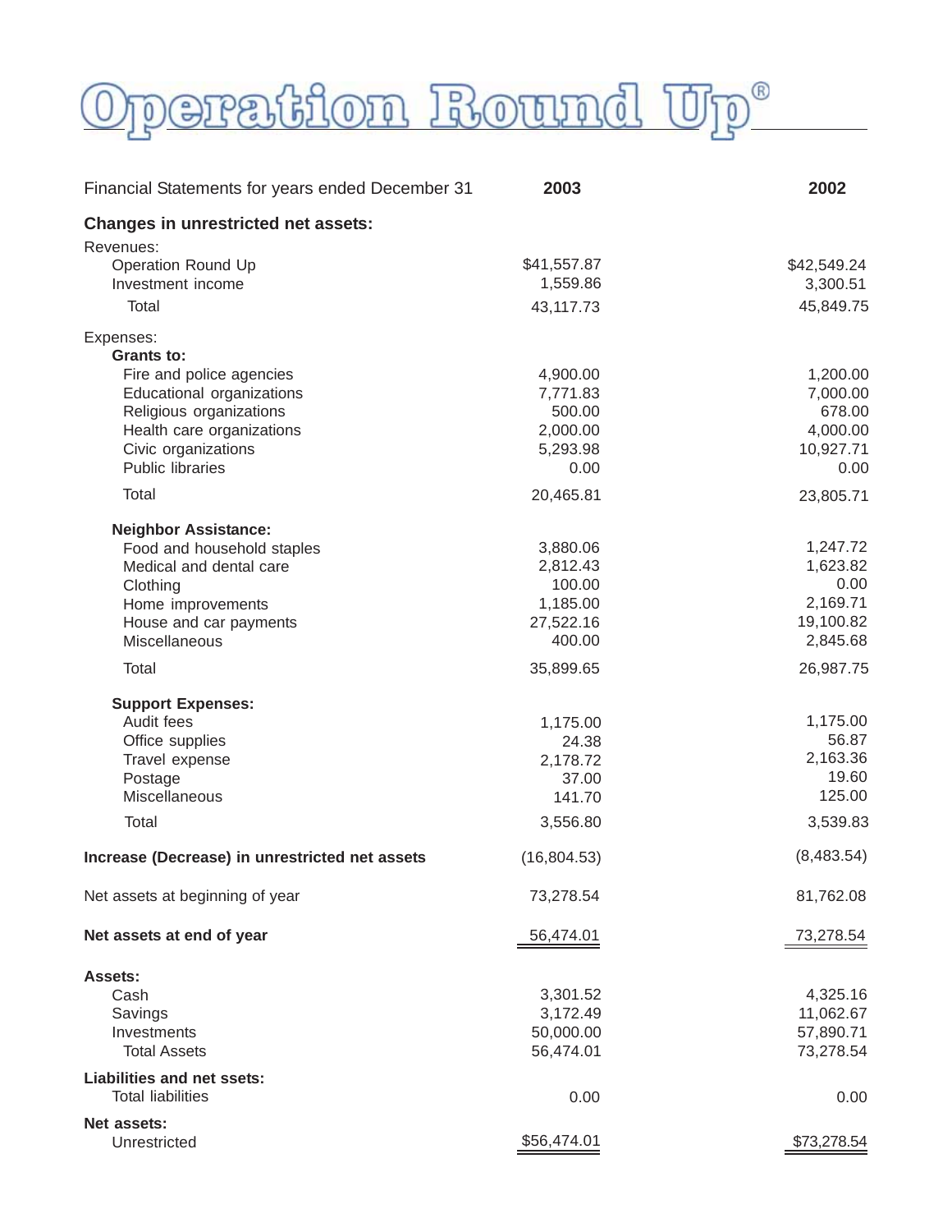# Operation Round Up®

| Financial Statements for years ended December 31 | 2003 | 2002 |
|---|---|---|
| **Changes in unrestricted net assets:** | | |
| Revenues: | | |
| Operation Round Up | $41,557.87 | $42,549.24 |
| Investment income | 1,559.86 | 3,300.51 |
| Total | 43,117.73 | 45,849.75 |
| Expenses: | | |
| **Grants to:** | | |
| Fire and police agencies | 4,900.00 | 1,200.00 |
| Educational organizations | 7,771.83 | 7,000.00 |
| Religious organizations | 500.00 | 678.00 |
| Health care organizations | 2,000.00 | 4,000.00 |
| Civic organizations | 5,293.98 | 10,927.71 |
| Public libraries | 0.00 | 0.00 |
| Total | 20,465.81 | 23,805.71 |
| **Neighbor Assistance:** | | |
| Food and household staples | 3,880.06 | 1,247.72 |
| Medical and dental care | 2,812.43 | 1,623.82 |
| Clothing | 100.00 | 0.00 |
| Home improvements | 1,185.00 | 2,169.71 |
| House and car payments | 27,522.16 | 19,100.82 |
| Miscellaneous | 400.00 | 2,845.68 |
| Total | 35,899.65 | 26,987.75 |
| **Support Expenses:** | | |
| Audit fees | 1,175.00 | 1,175.00 |
| Office supplies | 24.38 | 56.87 |
| Travel expense | 2,178.72 | 2,163.36 |
| Postage | 37.00 | 19.60 |
| Miscellaneous | 141.70 | 125.00 |
| Total | 3,556.80 | 3,539.83 |
| **Increase (Decrease) in unrestricted net assets** | (16,804.53) | (8,483.54) |
| Net assets at beginning of year | 73,278.54 | 81,762.08 |
| **Net assets at end of year** | 56,474.01 | 73,278.54 |
| **Assets:** | | |
| Cash | 3,301.52 | 4,325.16 |
| Savings | 3,172.49 | 11,062.67 |
| Investments | 50,000.00 | 57,890.71 |
| Total Assets | 56,474.01 | 73,278.54 |
| **Liabilities and net ssets:** | | |
| Total liabilities | 0.00 | 0.00 |
| **Net assets:** | | |
| Unrestricted | $56,474.01 | $73,278.54 |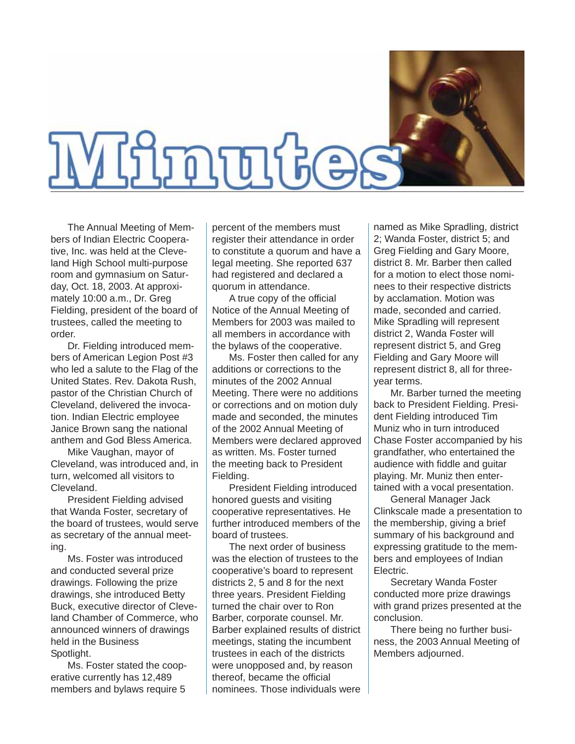# Minutes

The Annual Meeting of Members of Indian Electric Cooperative, Inc. was held at the Cleveland High School multi-purpose room and gymnasium on Saturday, Oct. 18, 2003. At approximately 10:00 a.m., Dr. Greg Fielding, president of the board of trustees, called the meeting to order.

Dr. Fielding introduced members of American Legion Post #3 who led a salute to the Flag of the United States. Rev. Dakota Rush, pastor of the Christian Church of Cleveland, delivered the invocation. Indian Electric employee Janice Brown sang the national anthem and God Bless America.

Mike Vaughan, mayor of Cleveland, was introduced and, in turn, welcomed all visitors to Cleveland.

President Fielding advised that Wanda Foster, secretary of the board of trustees, would serve as secretary of the annual meeting.

Ms. Foster was introduced and conducted several prize drawings. Following the prize drawings, she introduced Betty Buck, executive director of Cleveland Chamber of Commerce, who announced winners of drawings held in the Business Spotlight.

Ms. Foster stated the cooperative currently has 12,489 members and bylaws require 5 percent of the members must register their attendance in order to constitute a quorum and have a legal meeting. She reported 637 had registered and declared a quorum in attendance.

A true copy of the official Notice of the Annual Meeting of Members for 2003 was mailed to all members in accordance with the bylaws of the cooperative.

Ms. Foster then called for any additions or corrections to the minutes of the 2002 Annual Meeting. There were no additions or corrections and on motion duly made and seconded, the minutes of the 2002 Annual Meeting of Members were declared approved as written. Ms. Foster turned the meeting back to President Fielding.

President Fielding introduced honored guests and visiting cooperative representatives. He further introduced members of the board of trustees.

The next order of business was the election of trustees to the cooperative's board to represent districts 2, 5 and 8 for the next three years. President Fielding turned the chair over to Ron Barber, corporate counsel. Mr. Barber explained results of district meetings, stating the incumbent trustees in each of the districts were unopposed and, by reason thereof, became the official nominees. Those individuals were named as Mike Spradling, district 2; Wanda Foster, district 5; and Greg Fielding and Gary Moore, district 8. Mr. Barber then called for a motion to elect those nominees to their respective districts by acclamation. Motion was made, seconded and carried. Mike Spradling will represent district 2, Wanda Foster will represent district 5, and Greg Fielding and Gary Moore will represent district 8, all for three-year terms.

Mr. Barber turned the meeting back to President Fielding. President Fielding introduced Tim Muniz who in turn introduced Chase Foster accompanied by his grandfather, who entertained the audience with fiddle and guitar playing. Mr. Muniz then entertained with a vocal presentation.

General Manager Jack Clinkscale made a presentation to the membership, giving a brief summary of his background and expressing gratitude to the members and employees of Indian Electric.

Secretary Wanda Foster conducted more prize drawings with grand prizes presented at the conclusion.

There being no further business, the 2003 Annual Meeting of Members adjourned.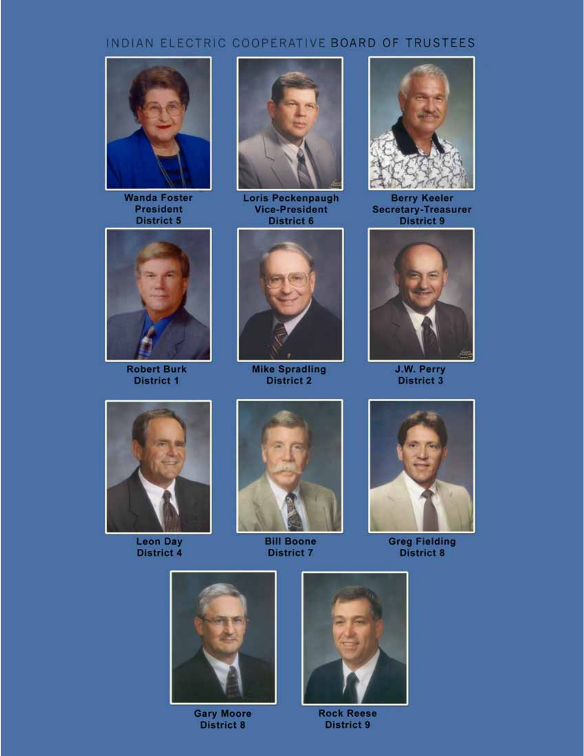# INDIAN ELECTRIC COOPERATIVE BOARD OF TRUSTEES

**Wanda Foster**
**President**
**District 5**

**Loris Peckenpaugh**
**Vice-President**
**District 6**

**Berry Keeler**
**Secretary-Treasurer**
**District 9**

**Robert Burk**
**District 1**

**Mike Spradling**
**District 2**

**J.W. Perry**
**District 3**

**Leon Day**
**District 4**

**Bill Boone**
**District 7**

**Greg Fielding**
**District 8**

**Gary Moore**
**District 8**

**Rock Reese**
**District 9**